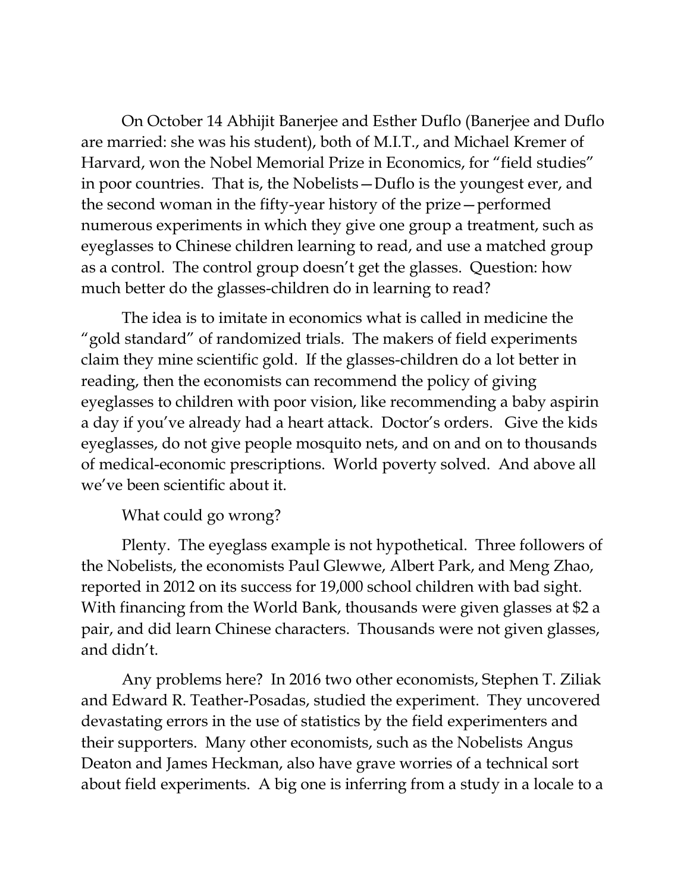On October 14 Abhijit Banerjee and Esther Duflo (Banerjee and Duflo are married: she was his student), both of M.I.T., and Michael Kremer of Harvard, won the Nobel Memorial Prize in Economics, for "field studies" in poor countries. That is, the Nobelists—Duflo is the youngest ever, and the second woman in the fifty-year history of the prize—performed numerous experiments in which they give one group a treatment, such as eyeglasses to Chinese children learning to read, and use a matched group as a control. The control group doesn't get the glasses. Question: how much better do the glasses-children do in learning to read?

The idea is to imitate in economics what is called in medicine the "gold standard" of randomized trials. The makers of field experiments claim they mine scientific gold. If the glasses-children do a lot better in reading, then the economists can recommend the policy of giving eyeglasses to children with poor vision, like recommending a baby aspirin a day if you've already had a heart attack. Doctor's orders. Give the kids eyeglasses, do not give people mosquito nets, and on and on to thousands of medical-economic prescriptions. World poverty solved. And above all we've been scientific about it.

What could go wrong?

Plenty. The eyeglass example is not hypothetical. Three followers of the Nobelists, the economists Paul Glewwe, Albert Park, and Meng Zhao, reported in 2012 on its success for 19,000 school children with bad sight. With financing from the World Bank, thousands were given glasses at $2 a pair, and did learn Chinese characters. Thousands were not given glasses, and didn't.

Any problems here? In 2016 two other economists, Stephen T. Ziliak and Edward R. Teather-Posadas, studied the experiment. They uncovered devastating errors in the use of statistics by the field experimenters and their supporters. Many other economists, such as the Nobelists Angus Deaton and James Heckman, also have grave worries of a technical sort about field experiments. A big one is inferring from a study in a locale to a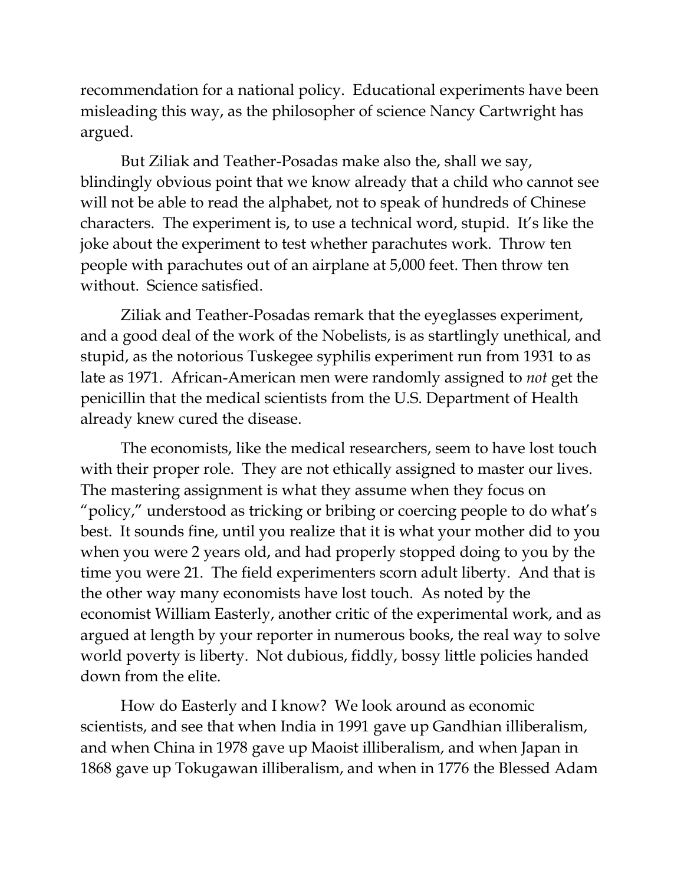recommendation for a national policy. Educational experiments have been misleading this way, as the philosopher of science Nancy Cartwright has argued.

But Ziliak and Teather-Posadas make also the, shall we say, blindingly obvious point that we know already that a child who cannot see will not be able to read the alphabet, not to speak of hundreds of Chinese characters. The experiment is, to use a technical word, stupid. It's like the joke about the experiment to test whether parachutes work. Throw ten people with parachutes out of an airplane at 5,000 feet. Then throw ten without. Science satisfied.

Ziliak and Teather-Posadas remark that the eyeglasses experiment, and a good deal of the work of the Nobelists, is as startlingly unethical, and stupid, as the notorious Tuskegee syphilis experiment run from 1931 to as late as 1971. African-American men were randomly assigned to *not* get the penicillin that the medical scientists from the U.S. Department of Health already knew cured the disease.

The economists, like the medical researchers, seem to have lost touch with their proper role. They are not ethically assigned to master our lives. The mastering assignment is what they assume when they focus on "policy," understood as tricking or bribing or coercing people to do what's best. It sounds fine, until you realize that it is what your mother did to you when you were 2 years old, and had properly stopped doing to you by the time you were 21. The field experimenters scorn adult liberty. And that is the other way many economists have lost touch. As noted by the economist William Easterly, another critic of the experimental work, and as argued at length by your reporter in numerous books, the real way to solve world poverty is liberty. Not dubious, fiddly, bossy little policies handed down from the elite.

How do Easterly and I know? We look around as economic scientists, and see that when India in 1991 gave up Gandhian illiberalism, and when China in 1978 gave up Maoist illiberalism, and when Japan in 1868 gave up Tokugawan illiberalism, and when in 1776 the Blessed Adam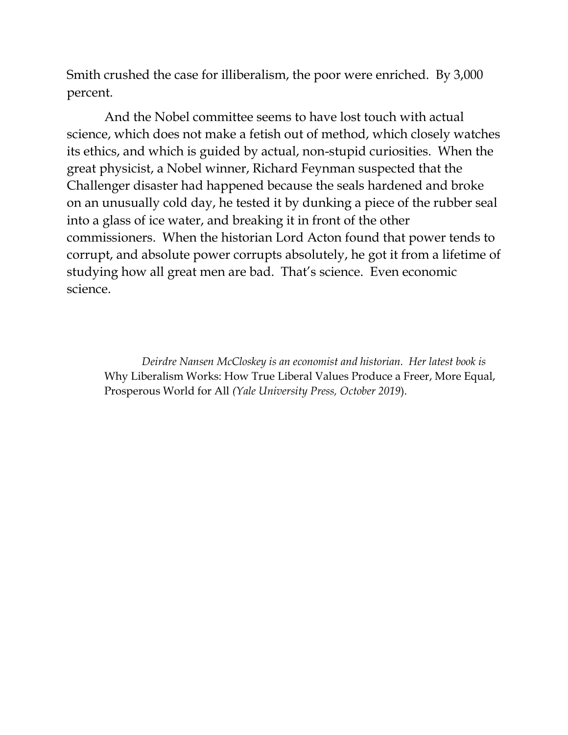Smith crushed the case for illiberalism, the poor were enriched. By 3,000 percent.

And the Nobel committee seems to have lost touch with actual science, which does not make a fetish out of method, which closely watches its ethics, and which is guided by actual, non-stupid curiosities. When the great physicist, a Nobel winner, Richard Feynman suspected that the Challenger disaster had happened because the seals hardened and broke on an unusually cold day, he tested it by dunking a piece of the rubber seal into a glass of ice water, and breaking it in front of the other commissioners. When the historian Lord Acton found that power tends to corrupt, and absolute power corrupts absolutely, he got it from a lifetime of studying how all great men are bad. That's science. Even economic science.

*Deirdre Nansen McCloskey is an economist and historian. Her latest book is* Why Liberalism Works: How True Liberal Values Produce a Freer, More Equal, Prosperous World for All *(Yale University Press, October 2019*).